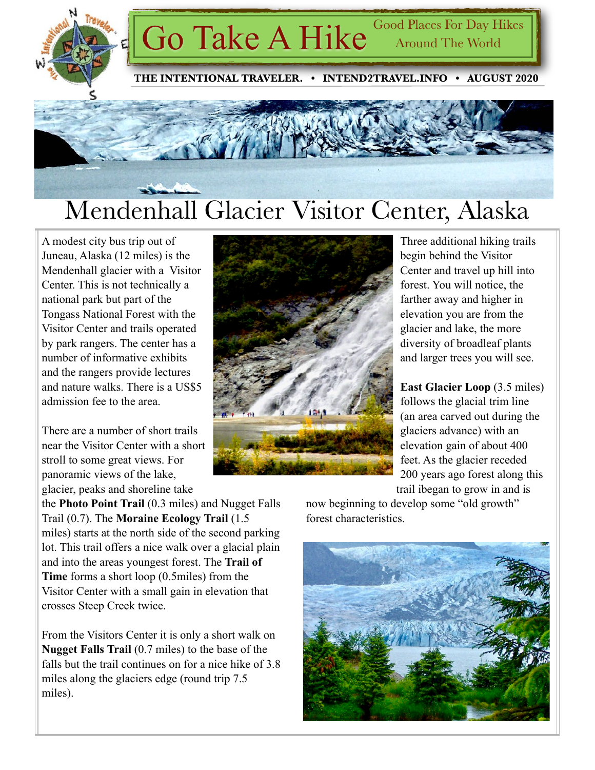# Go Take A Hike

Good Places For Day Hikes Around The World

THE INTENTIONAL TRAVELER. • INTEND2TRAVEL.INFO • AUGUST 2020

## Mendenhall Glacier Visitor Center, Alaska

A modest city bus trip out of Juneau, Alaska (12 miles) is the Mendenhall glacier with a Visitor Center. This is not technically a national park but part of the Tongass National Forest with the Visitor Center and trails operated by park rangers. The center has a number of informative exhibits and the rangers provide lectures and nature walks. There is a US$5 admission fee to the area.

There are a number of short trails near the Visitor Center with a short stroll to some great views. For panoramic views of the lake, glacier, peaks and shoreline take the **Photo Point Trail** (0.3 miles) and Nugget Falls Trail (0.7). The **Moraine Ecology Trail** (1.5 miles) starts at the north side of the second parking lot. This trail offers a nice walk over a glacial plain and into the areas youngest forest. The **Trail of Time** forms a short loop (0.5miles) from the Visitor Center with a small gain in elevation that crosses Steep Creek twice.

From the Visitors Center it is only a short walk on **Nugget Falls Trail** (0.7 miles) to the base of the falls but the trail continues on for a nice hike of 3.8 miles along the glaciers edge (round trip 7.5 miles).

Three additional hiking trails begin behind the Visitor Center and travel up hill into forest. You will notice, the farther away and higher in elevation you are from the glacier and lake, the more diversity of broadleaf plants and larger trees you will see.

**East Glacier Loop** (3.5 miles) follows the glacial trim line (an area carved out during the glaciers advance) with an elevation gain of about 400 feet. As the glacier receded 200 years ago forest along this trail ibegan to grow in and is now beginning to develop some "old growth" forest characteristics.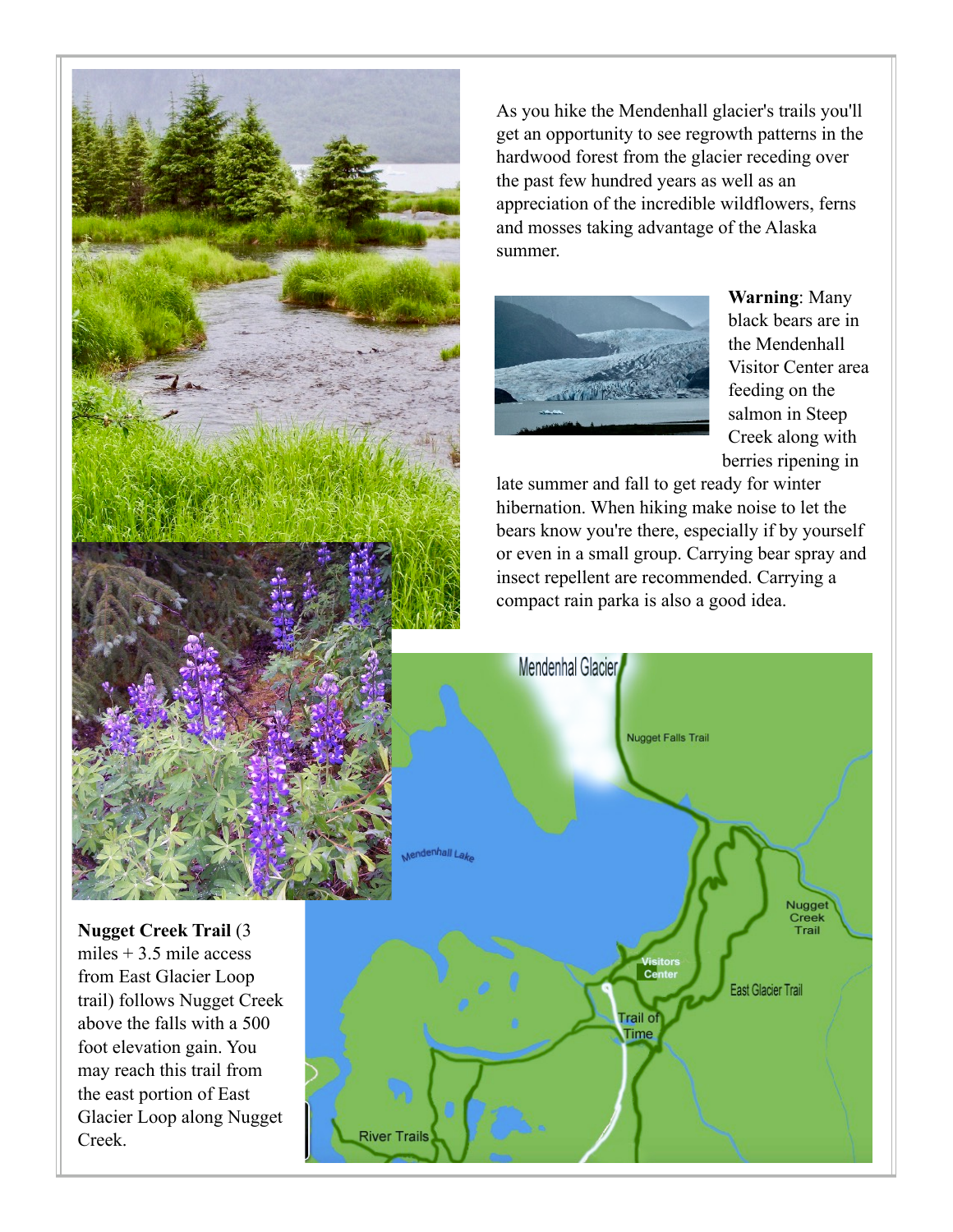As you hike the Mendenhall glacier's trails you'll get an opportunity to see regrowth patterns in the hardwood forest from the glacier receding over the past few hundred years as well as an appreciation of the incredible wildflowers, ferns and mosses taking advantage of the Alaska summer.

**Warning**: Many black bears are in the Mendenhall Visitor Center area feeding on the salmon in Steep Creek along with berries ripening in late summer and fall to get ready for winter hibernation. When hiking make noise to let the bears know you're there, especially if by yourself or even in a small group. Carrying bear spray and insect repellent are recommended. Carrying a compact rain parka is also a good idea.

**Nugget Creek Trail** (3 miles + 3.5 mile access from East Glacier Loop trail) follows Nugget Creek above the falls with a 500 foot elevation gain. You may reach this trail from the east portion of East Glacier Loop along Nugget Creek.

Mendenhal Glacier

Nugget Falls Trail

Mendenhall Lake

Nugget Creek Trail

Visitors Center

East Glacier Trail

Trail of Time

River Trails